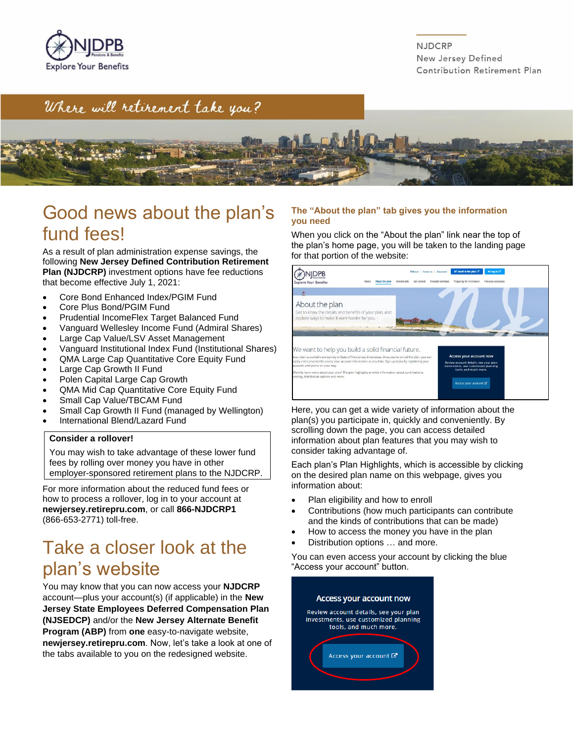NJDCRP
New Jersey Defined Contribution Retirement Plan

*Where will retirement take you?*

# Good news about the plan's fund fees!

As a result of plan administration expense savings, the following **New Jersey Defined Contribution Retirement Plan (NJDCRP)** investment options have fee reductions that become effective July 1, 2021:

- Core Bond Enhanced Index/PGIM Fund
- Core Plus Bond/PGIM Fund
- Prudential IncomeFlex Target Balanced Fund
- Vanguard Wellesley Income Fund (Admiral Shares)
- Large Cap Value/LSV Asset Management
- Vanguard Institutional Index Fund (Institutional Shares)
- QMA Large Cap Quantitative Core Equity Fund
- Large Cap Growth II Fund
- Polen Capital Large Cap Growth
- QMA Mid Cap Quantitative Core Equity Fund
- Small Cap Value/TBCAM Fund
- Small Cap Growth II Fund (managed by Wellington)
- International Blend/Lazard Fund

**Consider a rollover!**

You may wish to take advantage of these lower fund fees by rolling over money you have in other employer-sponsored retirement plans to the NJDCRP.

For more information about the reduced fund fees or how to process a rollover, log in to your account at **newjersey.retirepru.com**, or call **866-NJDCRP1** (866-653-2771) toll-free.

# Take a closer look at the plan's website

You may know that you can now access your **NJDCRP** account—plus your account(s) (if applicable) in the **New Jersey State Employees Deferred Compensation Plan (NJSEDCP)** and/or the **New Jersey Alternate Benefit Program (ABP)** from **one** easy-to-navigate website, **newjersey.retirepru.com**. Now, let's take a look at one of the tabs available to you on the redesigned website.

### The "About the plan" tab gives you the information you need

When you click on the "About the plan" link near the top of the plan's home page, you will be taken to the landing page for that portion of the website:

Here, you can get a wide variety of information about the plan(s) you participate in, quickly and conveniently. By scrolling down the page, you can access detailed information about plan features that you may wish to consider taking advantage of.

Each plan's Plan Highlights, which is accessible by clicking on the desired plan name on this webpage, gives you information about:

- Plan eligibility and how to enroll
- Contributions (how much participants can contribute and the kinds of contributions that can be made)
- How to access the money you have in the plan
- Distribution options … and more.

You can even access your account by clicking the blue "Access your account" button.

**Access your account now**

Review account details, see your plan investments, use customized planning tools, and much more.

Access your account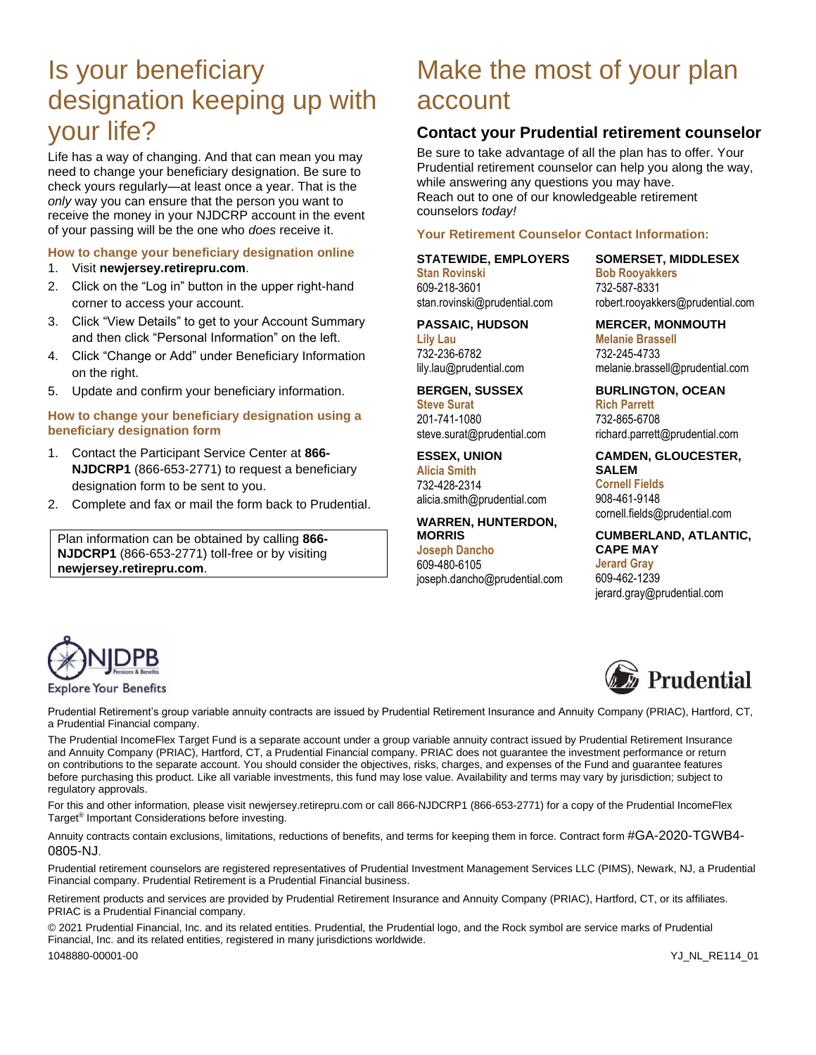# Is your beneficiary designation keeping up with your life?

Life has a way of changing. And that can mean you may need to change your beneficiary designation. Be sure to check yours regularly—at least once a year. That is the *only* way you can ensure that the person you want to receive the money in your NJDCRP account in the event of your passing will be the one who *does* receive it.

### How to change your beneficiary designation online

1. Visit **newjersey.retirepru.com**.
2. Click on the "Log in" button in the upper right-hand corner to access your account.
3. Click "View Details" to get to your Account Summary and then click "Personal Information" on the left.
4. Click "Change or Add" under Beneficiary Information on the right.
5. Update and confirm your beneficiary information.

### How to change your beneficiary designation using a beneficiary designation form

1. Contact the Participant Service Center at **866-NJDCRP1** (866-653-2771) to request a beneficiary designation form to be sent to you.
2. Complete and fax or mail the form back to Prudential.

Plan information can be obtained by calling **866-NJDCRP1** (866-653-2771) toll-free or by visiting **newjersey.retirepru.com**.

# Make the most of your plan account

## Contact your Prudential retirement counselor

Be sure to take advantage of all the plan has to offer. Your Prudential retirement counselor can help you along the way, while answering any questions you may have. Reach out to one of our knowledgeable retirement counselors *today!*

### Your Retirement Counselor Contact Information:

**STATEWIDE, EMPLOYERS**
Stan Rovinski
609-218-3601
stan.rovinski@prudential.com

**PASSAIC, HUDSON**
Lily Lau
732-236-6782
lily.lau@prudential.com

**BERGEN, SUSSEX**
Steve Surat
201-741-1080
steve.surat@prudential.com

**ESSEX, UNION**
Alicia Smith
732-428-2314
alicia.smith@prudential.com

**WARREN, HUNTERDON, MORRIS**
Joseph Dancho
609-480-6105
joseph.dancho@prudential.com

**SOMERSET, MIDDLESEX**
Bob Rooyakkers
732-587-8331
robert.rooyakkers@prudential.com

**MERCER, MONMOUTH**
Melanie Brassell
732-245-4733
melanie.brassell@prudential.com

**BURLINGTON, OCEAN**
Rich Parrett
732-865-6708
richard.parrett@prudential.com

**CAMDEN, GLOUCESTER, SALEM**
Cornell Fields
908-461-9148
cornell.fields@prudential.com

**CUMBERLAND, ATLANTIC, CAPE MAY**
Jerard Gray
609-462-1239
jerard.gray@prudential.com

NJDPB Pensions & Benefits
Explore Your Benefits

Prudential

Prudential Retirement's group variable annuity contracts are issued by Prudential Retirement Insurance and Annuity Company (PRIAC), Hartford, CT, a Prudential Financial company.

The Prudential IncomeFlex Target Fund is a separate account under a group variable annuity contract issued by Prudential Retirement Insurance and Annuity Company (PRIAC), Hartford, CT, a Prudential Financial company. PRIAC does not guarantee the investment performance or return on contributions to the separate account. You should consider the objectives, risks, charges, and expenses of the Fund and guarantee features before purchasing this product. Like all variable investments, this fund may lose value. Availability and terms may vary by jurisdiction; subject to regulatory approvals.

For this and other information, please visit newjersey.retirepru.com or call 866-NJDCRP1 (866-653-2771) for a copy of the Prudential IncomeFlex Target® Important Considerations before investing.

Annuity contracts contain exclusions, limitations, reductions of benefits, and terms for keeping them in force. Contract form #GA-2020-TGWB4-0805-NJ.

Prudential retirement counselors are registered representatives of Prudential Investment Management Services LLC (PIMS), Newark, NJ, a Prudential Financial company. Prudential Retirement is a Prudential Financial business.

Retirement products and services are provided by Prudential Retirement Insurance and Annuity Company (PRIAC), Hartford, CT, or its affiliates. PRIAC is a Prudential Financial company.

© 2021 Prudential Financial, Inc. and its related entities. Prudential, the Prudential logo, and the Rock symbol are service marks of Prudential Financial, Inc. and its related entities, registered in many jurisdictions worldwide.

1048880-00001-00 YJ_NL_RE114_01